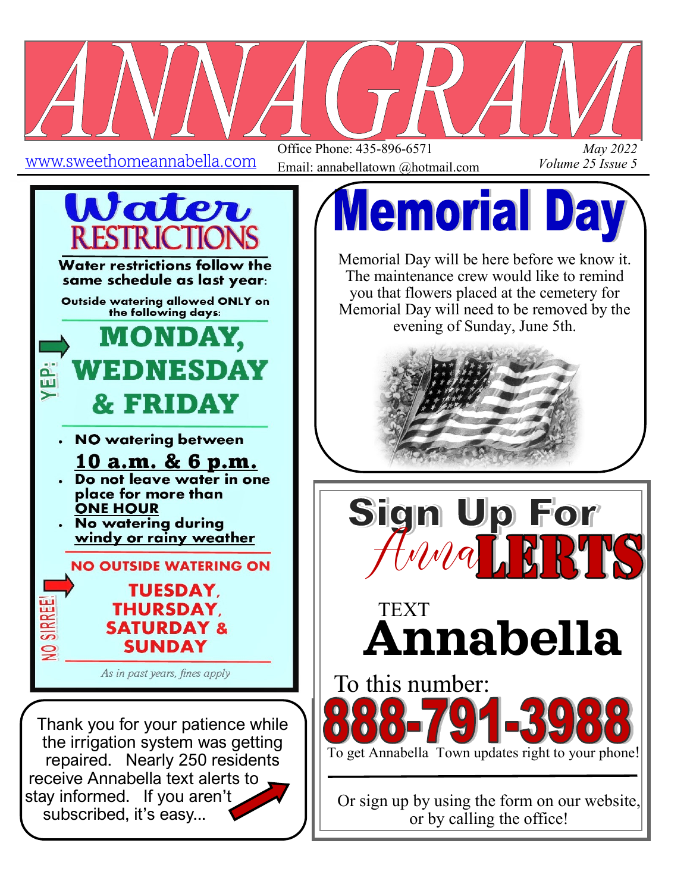# ANNAGRAM

www.sweethomeannabella.com

Office Phone: 435-896-6571
Email: annabellatown @hotmail.com

*May 2022*
*Volume 25 Issue 5*

## Water RESTRICTIONS

**Water restrictions follow the same schedule as last year:**

**Outside watering allowed ONLY on the following days:**

YEP!

**MONDAY, WEDNESDAY & FRIDAY**

- **NO watering between <u>10 a.m. & 6 p.m.</u>**
- **Do not leave water in one place for more than <u>ONE HOUR</u>**
- **No watering during <u>windy or rainy weather</u>**

**NO OUTSIDE WATERING ON**

NO SIRREE!

**TUESDAY, THURSDAY, SATURDAY & SUNDAY**

*As in past years, fines apply*

Thank you for your patience while the irrigation system was getting repaired. Nearly 250 residents receive Annabella text alerts to stay informed. If you aren't subscribed, it's easy...

## Memorial Day

Memorial Day will be here before we know it. The maintenance crew would like to remind you that flowers placed at the cemetery for Memorial Day will need to be removed by the evening of Sunday, June 5th.

## Sign Up For AnnaLERTS

TEXT

**Annabella**

To this number:

**888-791-3988**

To get Annabella Town updates right to your phone!

Or sign up by using the form on our website, or by calling the office!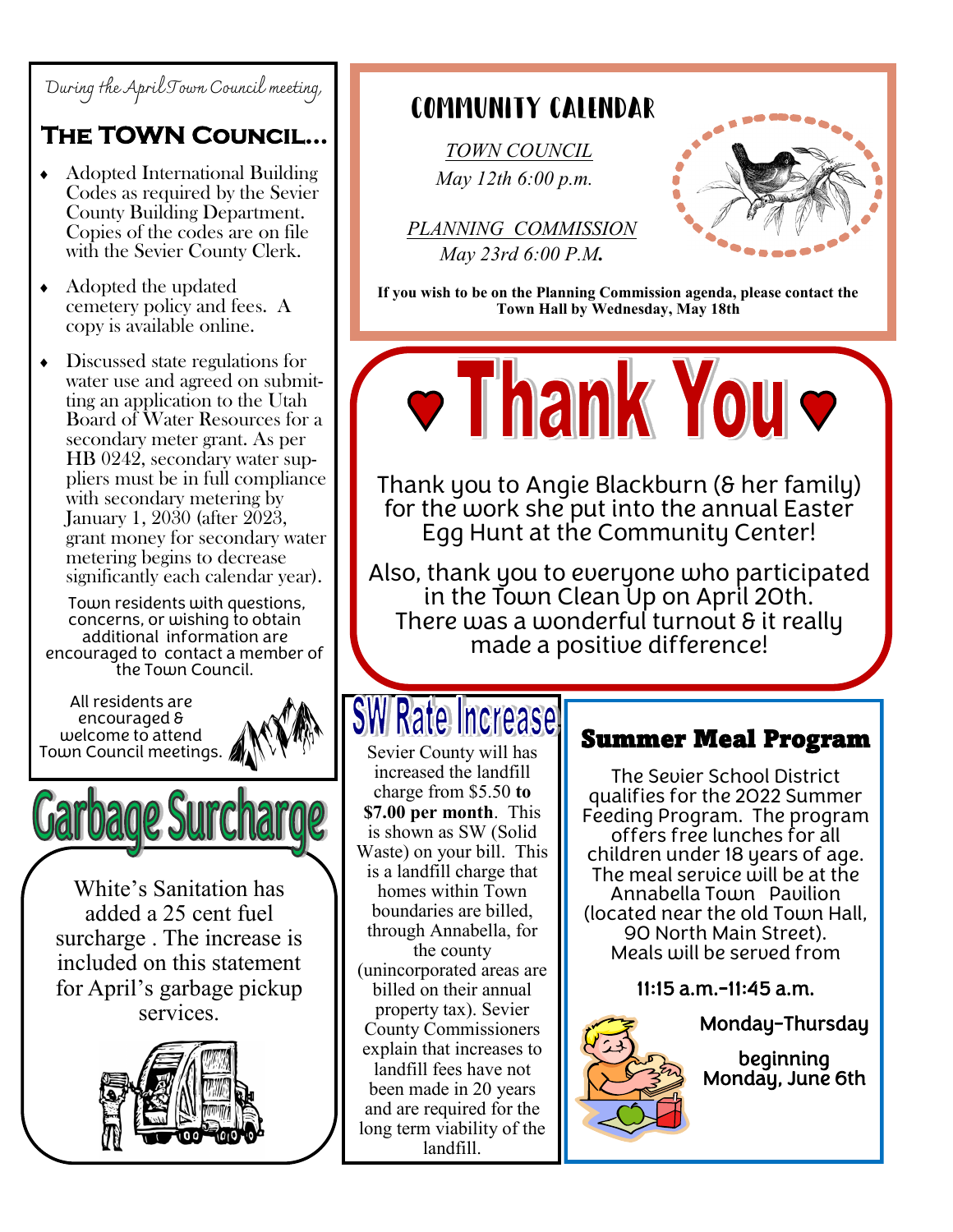*During the April Town Council meeting,*

## The TOWN Council…

- Adopted International Building Codes as required by the Sevier County Building Department. Copies of the codes are on file with the Sevier County Clerk.
- Adopted the updated cemetery policy and fees. A copy is available online.
- Discussed state regulations for water use and agreed on submitting an application to the Utah Board of Water Resources for a secondary meter grant. As per HB 0242, secondary water suppliers must be in full compliance with secondary metering by January 1, 2030 (after 2023, grant money for secondary water metering begins to decrease significantly each calendar year).

Town residents with questions, concerns, or wishing to obtain additional information are encouraged to contact a member of the Town Council.

All residents are encouraged & welcome to attend Town Council meetings.

## Garbage Surcharge

White's Sanitation has added a 25 cent fuel surcharge . The increase is included on this statement for April's garbage pickup services.

## Community Calendar

*TOWN COUNCIL*
*May 12th 6:00 p.m.*

*PLANNING COMMISSION*
*May 23rd 6:00 P.M.*

**If you wish to be on the Planning Commission agenda, please contact the Town Hall by Wednesday, May 18th**

## ♥ Thank You ♥

Thank you to Angie Blackburn (& her family) for the work she put into the annual Easter Egg Hunt at the Community Center!

Also, thank you to everyone who participated in the Town Clean Up on April 20th. There was a wonderful turnout & it really made a positive difference!

## SW Rate Increase

Sevier County will has increased the landfill charge from $5.50 **to $7.00 per month**. This is shown as SW (Solid Waste) on your bill. This is a landfill charge that homes within Town boundaries are billed, through Annabella, for the county (unincorporated areas are billed on their annual property tax). Sevier County Commissioners explain that increases to landfill fees have not been made in 20 years and are required for the long term viability of the landfill.

## Summer Meal Program

The Sevier School District qualifies for the 2022 Summer Feeding Program. The program offers free lunches for all children under 18 years of age. The meal service will be at the Annabella Town Pavilion (located near the old Town Hall, 90 North Main Street). Meals will be served from

**11:15 a.m.-11:45 a.m.**

**Monday-Thursday**

**beginning Monday, June 6th**